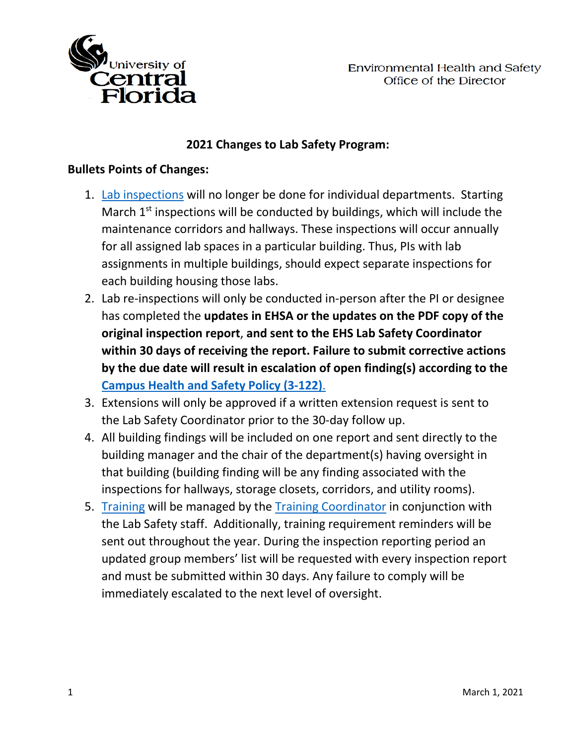University of Central Florida

Environmental Health and Safety
Office of the Director

## 2021 Changes to Lab Safety Program:

**Bullets Points of Changes:**

1. Lab inspections will no longer be done for individual departments. Starting March 1st inspections will be conducted by buildings, which will include the maintenance corridors and hallways. These inspections will occur annually for all assigned lab spaces in a particular building. Thus, PIs with lab assignments in multiple buildings, should expect separate inspections for each building housing those labs.
2. Lab re-inspections will only be conducted in-person after the PI or designee has completed the **updates in EHSA or the updates on the PDF copy of the original inspection report**, **and sent to the EHS Lab Safety Coordinator within 30 days of receiving the report. Failure to submit corrective actions by the due date will result in escalation of open finding(s) according to the Campus Health and Safety Policy (3-122).**
3. Extensions will only be approved if a written extension request is sent to the Lab Safety Coordinator prior to the 30-day follow up.
4. All building findings will be included on one report and sent directly to the building manager and the chair of the department(s) having oversight in that building (building finding will be any finding associated with the inspections for hallways, storage closets, corridors, and utility rooms).
5. Training will be managed by the Training Coordinator in conjunction with the Lab Safety staff. Additionally, training requirement reminders will be sent out throughout the year. During the inspection reporting period an updated group members' list will be requested with every inspection report and must be submitted within 30 days. Any failure to comply will be immediately escalated to the next level of oversight.

March 1, 2021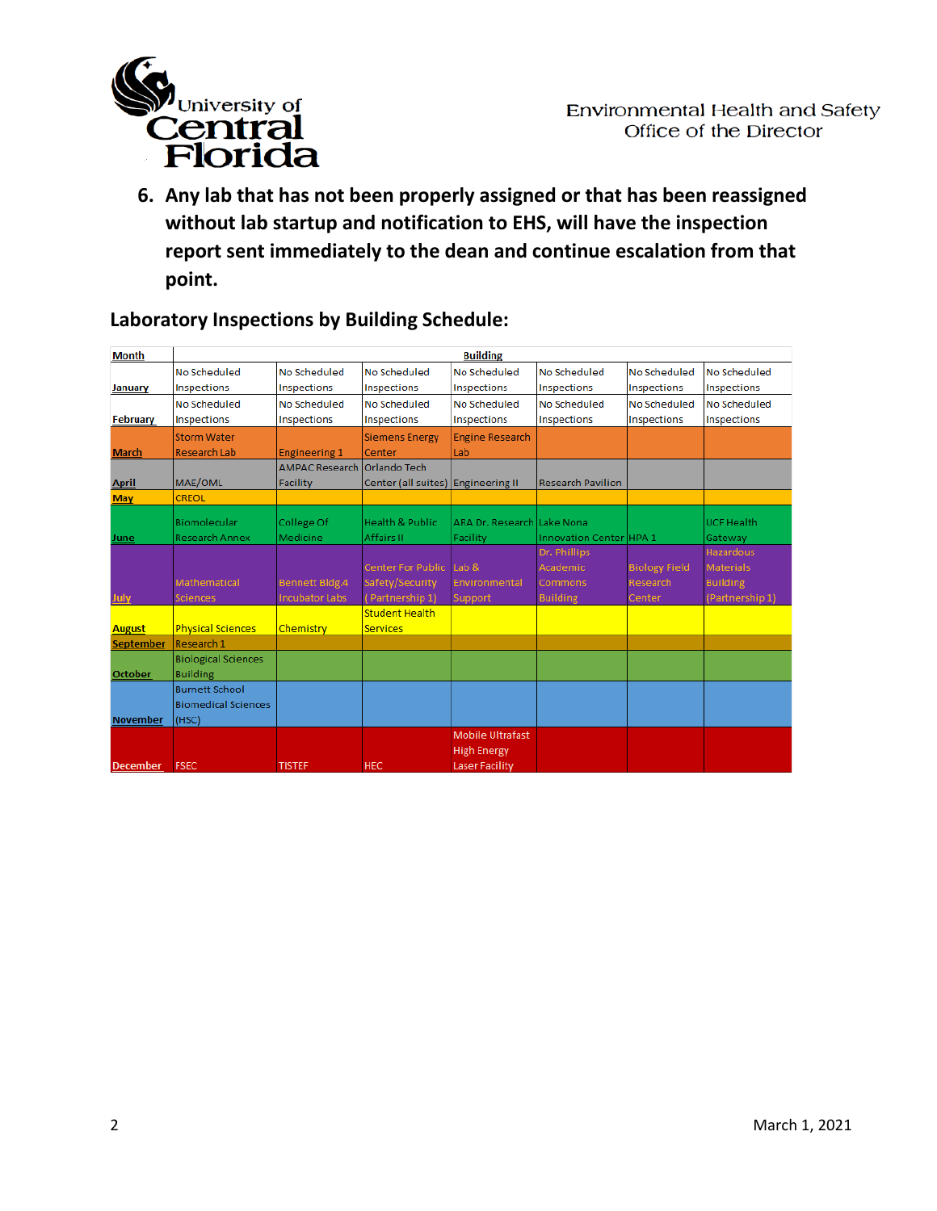6. **Any lab that has not been properly assigned or that has been reassigned without lab startup and notification to EHS, will have the inspection report sent immediately to the dean and continue escalation from that point.**

## Laboratory Inspections by Building Schedule:

| Month | Building | | | | | | |
|---|---|---|---|---|---|---|---|
| January | No Scheduled Inspections | No Scheduled Inspections | No Scheduled Inspections | No Scheduled Inspections | No Scheduled Inspections | No Scheduled Inspections | No Scheduled Inspections |
| February | No Scheduled Inspections | No Scheduled Inspections | No Scheduled Inspections | No Scheduled Inspections | No Scheduled Inspections | No Scheduled Inspections | No Scheduled Inspections |
| March | Storm Water Research Lab | Engineering 1 | Siemens Energy Center | Engine Research Lab | | | |
| April | MAE/OML | AMPAC Research Facility | Orlando Tech Center (all suites) | Engineering II | Research Pavilion | | |
| May | CREOL | | | | | | |
| June | Biomolecular Research Annex | College Of Medicine | Health & Public Affairs II | ARA Dr. Research Facility | Lake Nona Innovation Center | HPA 1 | UCF Health Gateway |
| July | Mathematical Sciences | Bennett Bldg.4 Incubator Labs | Center For Public Safety/Security ( Partnership 1) | Lab & Environmental Support | Dr. Phillips Academic Commons Building | Biology Field Research Center | Hazardous Materials Building (Partnership 1) |
| August | Physical Sciences | Chemistry | Student Health Services | | | | |
| September | Research 1 | | | | | | |
| October | Biological Sciences Building | | | | | | |
| November | Burnett School Biomedical Sciences (HSC) | | | | | | |
| December | FSEC | TISTEF | HEC | Mobile Ultrafast High Energy Laser Facility | | | |

March 1, 2021